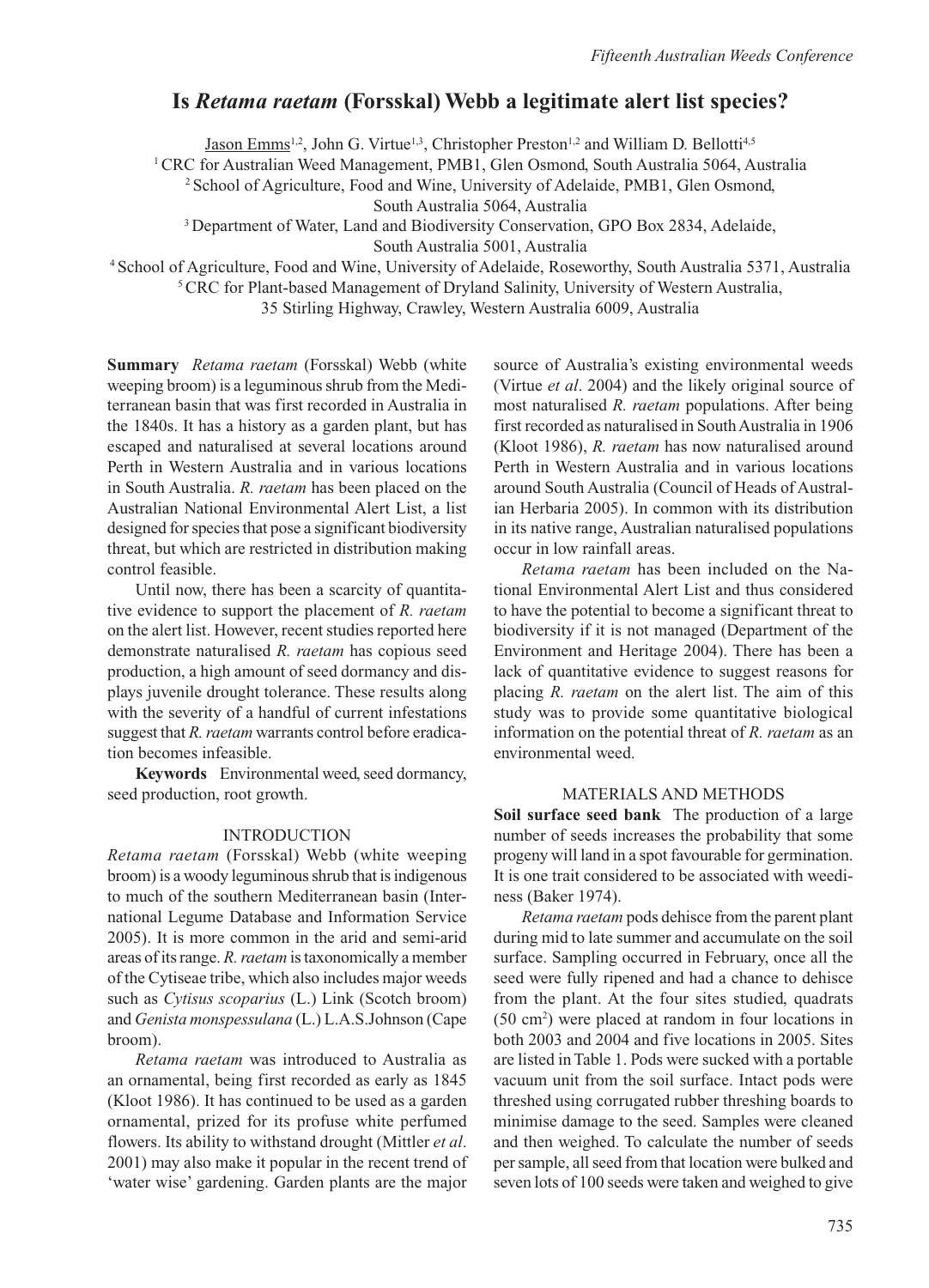# Is *Retama raetam* (Forsskal) Webb a legitimate alert list species?

Jason Emms[1,2], John G. Virtue[1,3], Christopher Preston[1,2] and William D. Bellotti[4,5]

[1] CRC for Australian Weed Management, PMB1, Glen Osmond, South Australia 5064, Australia
[2] School of Agriculture, Food and Wine, University of Adelaide, PMB1, Glen Osmond, South Australia 5064, Australia
[3] Department of Water, Land and Biodiversity Conservation, GPO Box 2834, Adelaide, South Australia 5001, Australia
[4] School of Agriculture, Food and Wine, University of Adelaide, Roseworthy, South Australia 5371, Australia
[5] CRC for Plant-based Management of Dryland Salinity, University of Western Australia, 35 Stirling Highway, Crawley, Western Australia 6009, Australia

**Summary** *Retama raetam* (Forsskal) Webb (white weeping broom) is a leguminous shrub from the Mediterranean basin that was first recorded in Australia in the 1840s. It has a history as a garden plant, but has escaped and naturalised at several locations around Perth in Western Australia and in various locations in South Australia. *R. raetam* has been placed on the Australian National Environmental Alert List, a list designed for species that pose a significant biodiversity threat, but which are restricted in distribution making control feasible.

Until now, there has been a scarcity of quantitative evidence to support the placement of *R. raetam* on the alert list. However, recent studies reported here demonstrate naturalised *R. raetam* has copious seed production, a high amount of seed dormancy and displays juvenile drought tolerance. These results along with the severity of a handful of current infestations suggest that *R. raetam* warrants control before eradication becomes infeasible.

**Keywords** Environmental weed, seed dormancy, seed production, root growth.

## INTRODUCTION

*Retama raetam* (Forsskal) Webb (white weeping broom) is a woody leguminous shrub that is indigenous to much of the southern Mediterranean basin (International Legume Database and Information Service 2005). It is more common in the arid and semi-arid areas of its range. *R. raetam* is taxonomically a member of the Cytiseae tribe, which also includes major weeds such as *Cytisus scoparius* (L.) Link (Scotch broom) and *Genista monspessulana* (L.) L.A.S.Johnson (Cape broom).

*Retama raetam* was introduced to Australia as an ornamental, being first recorded as early as 1845 (Kloot 1986). It has continued to be used as a garden ornamental, prized for its profuse white perfumed flowers. Its ability to withstand drought (Mittler *et al*. 2001) may also make it popular in the recent trend of 'water wise' gardening. Garden plants are the major source of Australia's existing environmental weeds (Virtue *et al*. 2004) and the likely original source of most naturalised *R. raetam* populations. After being first recorded as naturalised in South Australia in 1906 (Kloot 1986), *R. raetam* has now naturalised around Perth in Western Australia and in various locations around South Australia (Council of Heads of Australian Herbaria 2005). In common with its distribution in its native range, Australian naturalised populations occur in low rainfall areas.

*Retama raetam* has been included on the National Environmental Alert List and thus considered to have the potential to become a significant threat to biodiversity if it is not managed (Department of the Environment and Heritage 2004). There has been a lack of quantitative evidence to suggest reasons for placing *R. raetam* on the alert list. The aim of this study was to provide some quantitative biological information on the potential threat of *R. raetam* as an environmental weed.

## MATERIALS AND METHODS

**Soil surface seed bank** The production of a large number of seeds increases the probability that some progeny will land in a spot favourable for germination. It is one trait considered to be associated with weediness (Baker 1974).

*Retama raetam* pods dehisce from the parent plant during mid to late summer and accumulate on the soil surface. Sampling occurred in February, once all the seed were fully ripened and had a chance to dehisce from the plant. At the four sites studied, quadrats (50 $cm^2$) were placed at random in four locations in both 2003 and 2004 and five locations in 2005. Sites are listed in Table 1. Pods were sucked with a portable vacuum unit from the soil surface. Intact pods were threshed using corrugated rubber threshing boards to minimise damage to the seed. Samples were cleaned and then weighed. To calculate the number of seeds per sample, all seed from that location were bulked and seven lots of 100 seeds were taken and weighed to give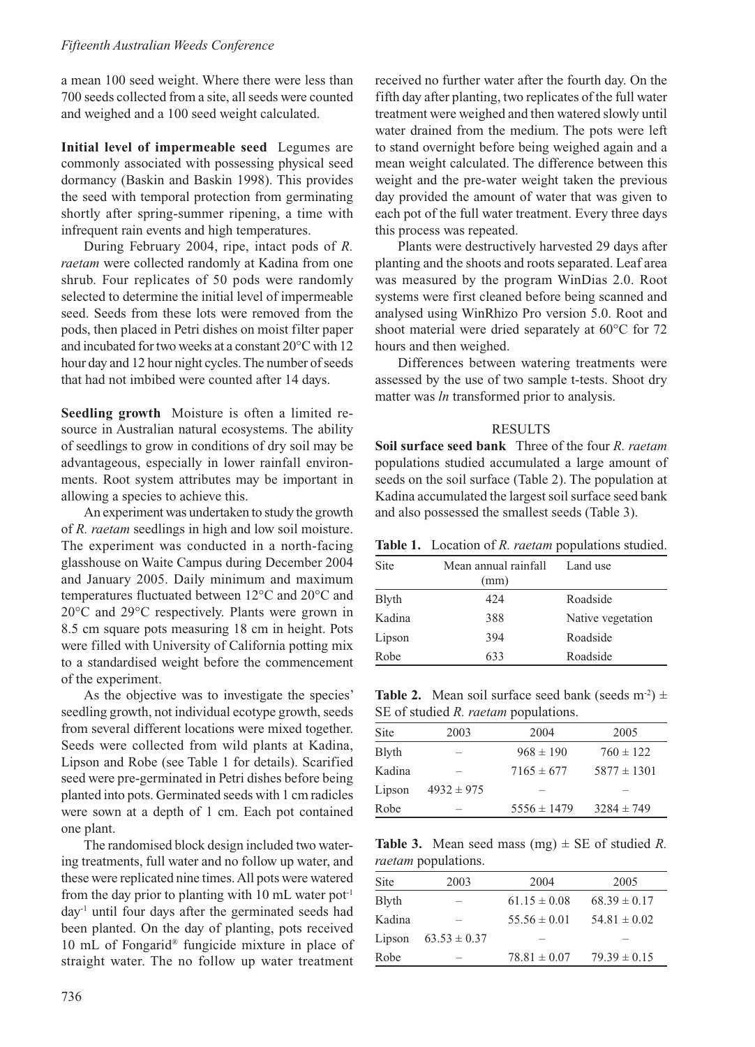a mean 100 seed weight. Where there were less than 700 seeds collected from a site, all seeds were counted and weighed and a 100 seed weight calculated.

**Initial level of impermeable seed** Legumes are commonly associated with possessing physical seed dormancy (Baskin and Baskin 1998). This provides the seed with temporal protection from germinating shortly after spring-summer ripening, a time with infrequent rain events and high temperatures.

During February 2004, ripe, intact pods of *R. raetam* were collected randomly at Kadina from one shrub. Four replicates of 50 pods were randomly selected to determine the initial level of impermeable seed. Seeds from these lots were removed from the pods, then placed in Petri dishes on moist filter paper and incubated for two weeks at a constant 20°C with 12 hour day and 12 hour night cycles. The number of seeds that had not imbibed were counted after 14 days.

**Seedling growth** Moisture is often a limited resource in Australian natural ecosystems. The ability of seedlings to grow in conditions of dry soil may be advantageous, especially in lower rainfall environments. Root system attributes may be important in allowing a species to achieve this.

An experiment was undertaken to study the growth of *R. raetam* seedlings in high and low soil moisture. The experiment was conducted in a north-facing glasshouse on Waite Campus during December 2004 and January 2005. Daily minimum and maximum temperatures fluctuated between 12°C and 20°C and 20°C and 29°C respectively. Plants were grown in 8.5 cm square pots measuring 18 cm in height. Pots were filled with University of California potting mix to a standardised weight before the commencement of the experiment.

As the objective was to investigate the species' seedling growth, not individual ecotype growth, seeds from several different locations were mixed together. Seeds were collected from wild plants at Kadina, Lipson and Robe (see Table 1 for details). Scarified seed were pre-germinated in Petri dishes before being planted into pots. Germinated seeds with 1 cm radicles were sown at a depth of 1 cm. Each pot contained one plant.

The randomised block design included two watering treatments, full water and no follow up water, and these were replicated nine times. All pots were watered from the day prior to planting with 10 mL water pot$^{-1}$ day$^{-1}$ until four days after the germinated seeds had been planted. On the day of planting, pots received 10 mL of Fongarid® fungicide mixture in place of straight water. The no follow up water treatment received no further water after the fourth day. On the fifth day after planting, two replicates of the full water treatment were weighed and then watered slowly until water drained from the medium. The pots were left to stand overnight before being weighed again and a mean weight calculated. The difference between this weight and the pre-water weight taken the previous day provided the amount of water that was given to each pot of the full water treatment. Every three days this process was repeated.

Plants were destructively harvested 29 days after planting and the shoots and roots separated. Leaf area was measured by the program WinDias 2.0. Root systems were first cleaned before being scanned and analysed using WinRhizo Pro version 5.0. Root and shoot material were dried separately at 60°C for 72 hours and then weighed.

Differences between watering treatments were assessed by the use of two sample t-tests. Shoot dry matter was *ln* transformed prior to analysis.

## RESULTS

**Soil surface seed bank** Three of the four *R. raetam* populations studied accumulated a large amount of seeds on the soil surface (Table 2). The population at Kadina accumulated the largest soil surface seed bank and also possessed the smallest seeds (Table 3).

**Table 1.** Location of *R. raetam* populations studied.

| Site | Mean annual rainfall (mm) | Land use |
|---|---|---|
| Blyth | 424 | Roadside |
| Kadina | 388 | Native vegetation |
| Lipson | 394 | Roadside |
| Robe | 633 | Roadside |

**Table 2.** Mean soil surface seed bank (seeds m$^{-2}$) ± SE of studied *R. raetam* populations.

| Site | 2003 | 2004 | 2005 |
|---|---|---|---|
| Blyth | – | 968 ± 190 | 760 ± 122 |
| Kadina | – | 7165 ± 677 | 5877 ± 1301 |
| Lipson | 4932 ± 975 | – | – |
| Robe | – | 5556 ± 1479 | 3284 ± 749 |

**Table 3.** Mean seed mass (mg) ± SE of studied *R. raetam* populations.

| Site | 2003 | 2004 | 2005 |
|---|---|---|---|
| Blyth | – | 61.15 ± 0.08 | 68.39 ± 0.17 |
| Kadina | – | 55.56 ± 0.01 | 54.81 ± 0.02 |
| Lipson | 63.53 ± 0.37 | – | – |
| Robe | – | 78.81 ± 0.07 | 79.39 ± 0.15 |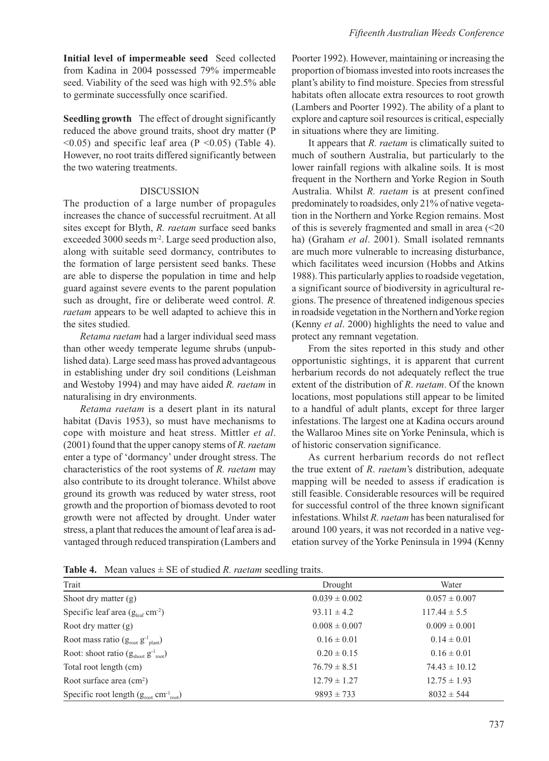**Initial level of impermeable seed** Seed collected from Kadina in 2004 possessed 79% impermeable seed. Viability of the seed was high with 92.5% able to germinate successfully once scarified.

**Seedling growth** The effect of drought significantly reduced the above ground traits, shoot dry matter ($P < 0.05$) and specific leaf area ($P < 0.05$) (Table 4). However, no root traits differed significantly between the two watering treatments.

## DISCUSSION

The production of a large number of propagules increases the chance of successful recruitment. At all sites except for Blyth, *R. raetam* surface seed banks exceeded 3000 seeds m$^{-2}$. Large seed production also, along with suitable seed dormancy, contributes to the formation of large persistent seed banks. These are able to disperse the population in time and help guard against severe events to the parent population such as drought, fire or deliberate weed control. *R. raetam* appears to be well adapted to achieve this in the sites studied.

*Retama raetam* had a larger individual seed mass than other weedy temperate legume shrubs (unpublished data). Large seed mass has proved advantageous in establishing under dry soil conditions (Leishman and Westoby 1994) and may have aided *R. raetam* in naturalising in dry environments.

*Retama raetam* is a desert plant in its natural habitat (Davis 1953), so must have mechanisms to cope with moisture and heat stress. Mittler *et al*. (2001) found that the upper canopy stems of *R. raetam* enter a type of 'dormancy' under drought stress. The characteristics of the root systems of *R. raetam* may also contribute to its drought tolerance. Whilst above ground its growth was reduced by water stress, root growth and the proportion of biomass devoted to root growth were not affected by drought. Under water stress, a plant that reduces the amount of leaf area is advantaged through reduced transpiration (Lambers and Poorter 1992). However, maintaining or increasing the proportion of biomass invested into roots increases the plant's ability to find moisture. Species from stressful habitats often allocate extra resources to root growth (Lambers and Poorter 1992). The ability of a plant to explore and capture soil resources is critical, especially in situations where they are limiting.

It appears that *R. raetam* is climatically suited to much of southern Australia, but particularly to the lower rainfall regions with alkaline soils. It is most frequent in the Northern and Yorke Region in South Australia. Whilst *R. raetam* is at present confined predominately to roadsides, only 21% of native vegetation in the Northern and Yorke Region remains. Most of this is severely fragmented and small in area (<20 ha) (Graham *et al*. 2001). Small isolated remnants are much more vulnerable to increasing disturbance, which facilitates weed incursion (Hobbs and Atkins 1988). This particularly applies to roadside vegetation, a significant source of biodiversity in agricultural regions. The presence of threatened indigenous species in roadside vegetation in the Northern and Yorke region (Kenny *et al*. 2000) highlights the need to value and protect any remnant vegetation.

From the sites reported in this study and other opportunistic sightings, it is apparent that current herbarium records do not adequately reflect the true extent of the distribution of *R. raetam*. Of the known locations, most populations still appear to be limited to a handful of adult plants, except for three larger infestations. The largest one at Kadina occurs around the Wallaroo Mines site on Yorke Peninsula, which is of historic conservation significance.

As current herbarium records do not reflect the true extent of *R. raetam*'s distribution, adequate mapping will be needed to assess if eradication is still feasible. Considerable resources will be required for successful control of the three known significant infestations. Whilst *R. raetam* has been naturalised for around 100 years, it was not recorded in a native vegetation survey of the Yorke Peninsula in 1994 (Kenny

**Table 4.** Mean values ± SE of studied *R. raetam* seedling traits.

| Trait | Drought | Water |
|---|---|---|
| Shoot dry matter (g) | 0.039 ± 0.002 | 0.057 ± 0.007 |
| Specific leaf area ($g_{leaf}$ cm$^{-2}$) | 93.11 ± 4.2 | 117.44 ± 5.5 |
| Root dry matter (g) | 0.008 ± 0.007 | 0.009 ± 0.001 |
| Root mass ratio ($g_{root}$ $g^{-1}_{plant}$) | 0.16 ± 0.01 | 0.14 ± 0.01 |
| Root: shoot ratio ($g_{shoot}$ $g^{-1}_{root}$) | 0.20 ± 0.15 | 0.16 ± 0.01 |
| Total root length (cm) | 76.79 ± 8.51 | 74.43 ± 10.12 |
| Root surface area (cm$^2$) | 12.79 ± 1.27 | 12.75 ± 1.93 |
| Specific root length ($g_{root}$ cm$^{-1}_{root}$) | 9893 ± 733 | 8032 ± 544 |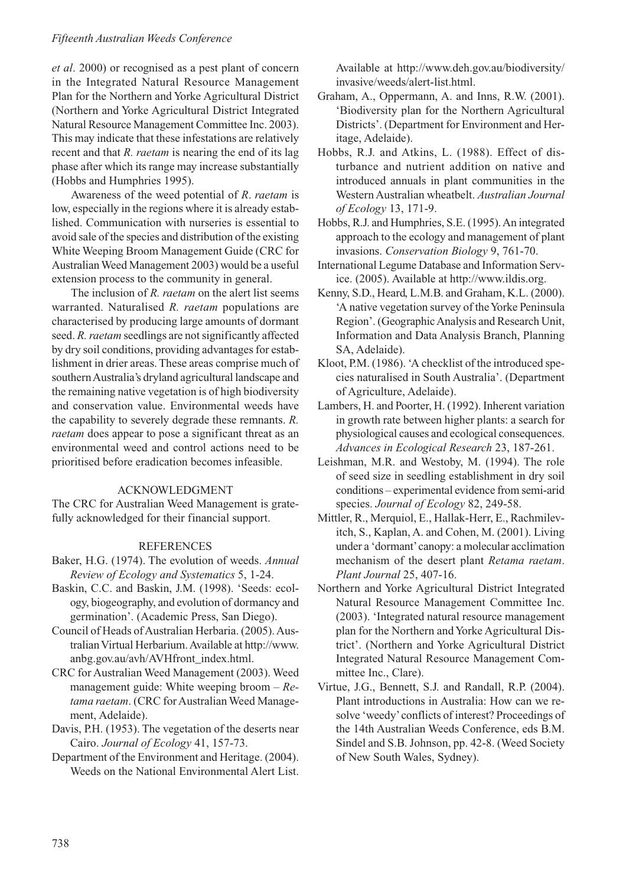*et al*. 2000) or recognised as a pest plant of concern in the Integrated Natural Resource Management Plan for the Northern and Yorke Agricultural District (Northern and Yorke Agricultural District Integrated Natural Resource Management Committee Inc. 2003). This may indicate that these infestations are relatively recent and that *R. raetam* is nearing the end of its lag phase after which its range may increase substantially (Hobbs and Humphries 1995).

Awareness of the weed potential of *R*. *raetam* is low, especially in the regions where it is already established. Communication with nurseries is essential to avoid sale of the species and distribution of the existing White Weeping Broom Management Guide (CRC for Australian Weed Management 2003) would be a useful extension process to the community in general.

The inclusion of *R. raetam* on the alert list seems warranted. Naturalised *R. raetam* populations are characterised by producing large amounts of dormant seed. *R. raetam* seedlings are not significantly affected by dry soil conditions, providing advantages for establishment in drier areas. These areas comprise much of southern Australia's dryland agricultural landscape and the remaining native vegetation is of high biodiversity and conservation value. Environmental weeds have the capability to severely degrade these remnants. *R. raetam* does appear to pose a significant threat as an environmental weed and control actions need to be prioritised before eradication becomes infeasible.

## ACKNOWLEDGMENT

The CRC for Australian Weed Management is gratefully acknowledged for their financial support.

## REFERENCES

Baker, H.G. (1974). The evolution of weeds. *Annual Review of Ecology and Systematics* 5, 1-24.

Baskin, C.C. and Baskin, J.M. (1998). 'Seeds: ecology, biogeography, and evolution of dormancy and germination'. (Academic Press, San Diego).

Council of Heads of Australian Herbaria. (2005). Australian Virtual Herbarium. Available at http://www.anbg.gov.au/avh/AVHfront_index.html.

CRC for Australian Weed Management (2003). Weed management guide: White weeping broom – *Retama raetam*. (CRC for Australian Weed Management, Adelaide).

Davis, P.H. (1953). The vegetation of the deserts near Cairo. *Journal of Ecology* 41, 157-73.

Department of the Environment and Heritage. (2004). Weeds on the National Environmental Alert List. Available at http://www.deh.gov.au/biodiversity/invasive/weeds/alert-list.html.

Graham, A., Oppermann, A. and Inns, R.W. (2001). 'Biodiversity plan for the Northern Agricultural Districts'. (Department for Environment and Heritage, Adelaide).

Hobbs, R.J. and Atkins, L. (1988). Effect of disturbance and nutrient addition on native and introduced annuals in plant communities in the Western Australian wheatbelt. *Australian Journal of Ecology* 13, 171-9.

Hobbs, R.J. and Humphries, S.E. (1995). An integrated approach to the ecology and management of plant invasions. *Conservation Biology* 9, 761-70.

International Legume Database and Information Service. (2005). Available at http://www.ildis.org.

Kenny, S.D., Heard, L.M.B. and Graham, K.L. (2000). 'A native vegetation survey of the Yorke Peninsula Region'. (Geographic Analysis and Research Unit, Information and Data Analysis Branch, Planning SA, Adelaide).

Kloot, P.M. (1986). 'A checklist of the introduced species naturalised in South Australia'. (Department of Agriculture, Adelaide).

Lambers, H. and Poorter, H. (1992). Inherent variation in growth rate between higher plants: a search for physiological causes and ecological consequences. *Advances in Ecological Research* 23, 187-261.

Leishman, M.R. and Westoby, M. (1994). The role of seed size in seedling establishment in dry soil conditions – experimental evidence from semi-arid species. *Journal of Ecology* 82, 249-58.

Mittler, R., Merquiol, E., Hallak-Herr, E., Rachmilevitch, S., Kaplan, A. and Cohen, M. (2001). Living under a 'dormant' canopy: a molecular acclimation mechanism of the desert plant *Retama raetam*. *Plant Journal* 25, 407-16.

Northern and Yorke Agricultural District Integrated Natural Resource Management Committee Inc. (2003). 'Integrated natural resource management plan for the Northern and Yorke Agricultural District'. (Northern and Yorke Agricultural District Integrated Natural Resource Management Committee Inc., Clare).

Virtue, J.G., Bennett, S.J. and Randall, R.P. (2004). Plant introductions in Australia: How can we resolve 'weedy' conflicts of interest? Proceedings of the 14th Australian Weeds Conference, eds B.M. Sindel and S.B. Johnson, pp. 42-8. (Weed Society of New South Wales, Sydney).